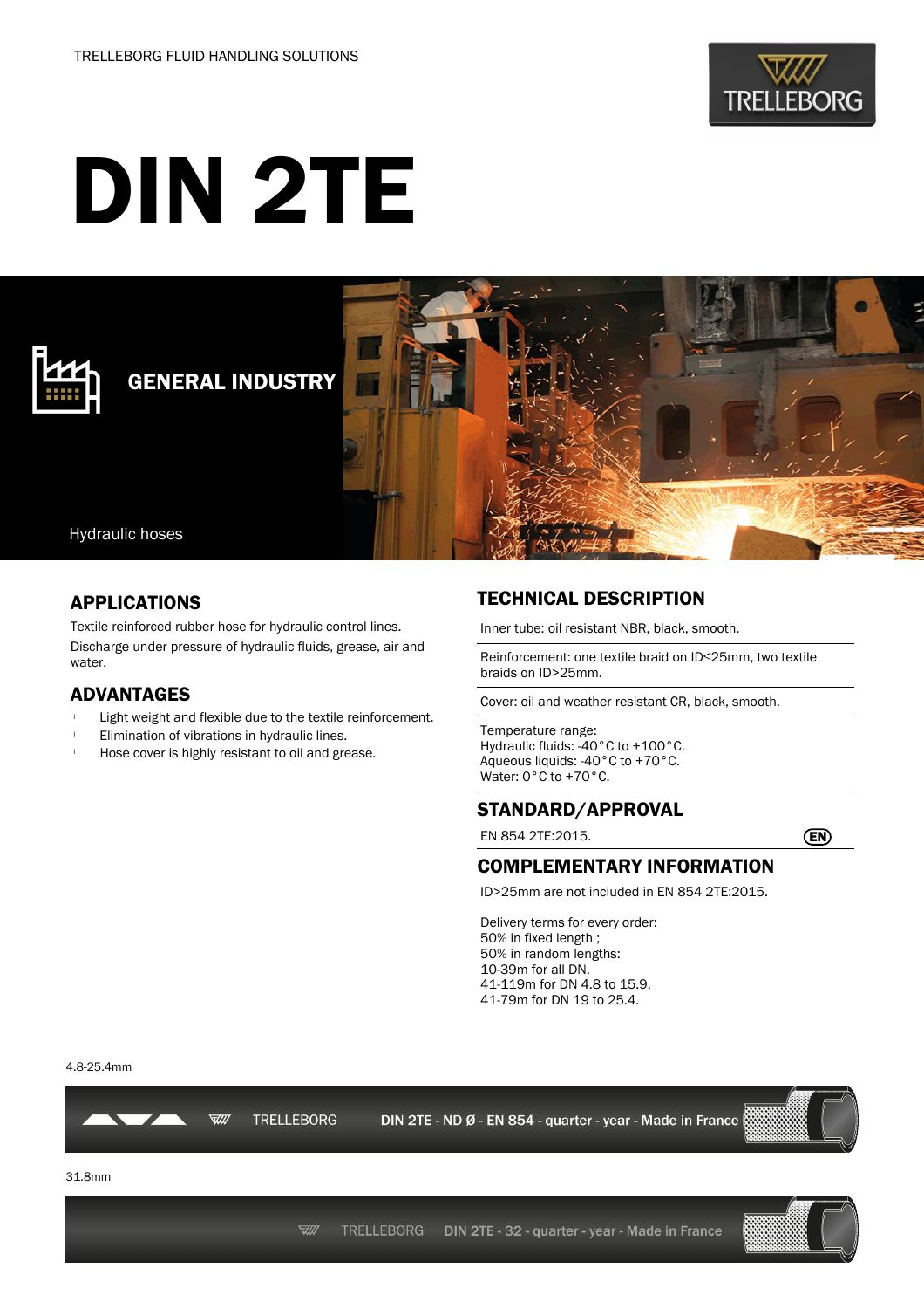TRELLEBORG FLUID HANDLING SOLUTIONS

# DIN 2TE

## GENERAL INDUSTRY

Hydraulic hoses

## APPLICATIONS

Textile reinforced rubber hose for hydraulic control lines.

Discharge under pressure of hydraulic fluids, grease, air and water.

## ADVANTAGES

- Light weight and flexible due to the textile reinforcement.
- Elimination of vibrations in hydraulic lines.
- Hose cover is highly resistant to oil and grease.

## TECHNICAL DESCRIPTION

Inner tube: oil resistant NBR, black, smooth.

Reinforcement: one textile braid on ID≤25mm, two textile braids on ID>25mm.

Cover: oil and weather resistant CR, black, smooth.

Temperature range:
Hydraulic fluids: -40°C to +100°C.
Aqueous liquids: -40°C to +70°C.
Water: 0°C to +70°C.

## STANDARD/APPROVAL

EN 854 2TE:2015. EN

## COMPLEMENTARY INFORMATION

ID>25mm are not included in EN 854 2TE:2015.

Delivery terms for every order:
50% in fixed length ;
50% in random lengths:
10-39m for all DN,
41-119m for DN 4.8 to 15.9,
41-79m for DN 19 to 25.4.

4.8-25.4mm

TRELLEBORG DIN 2TE - ND Ø - EN 854 - quarter - year - Made in France

31.8mm

TRELLEBORG DIN 2TE - 32 - quarter - year - Made in France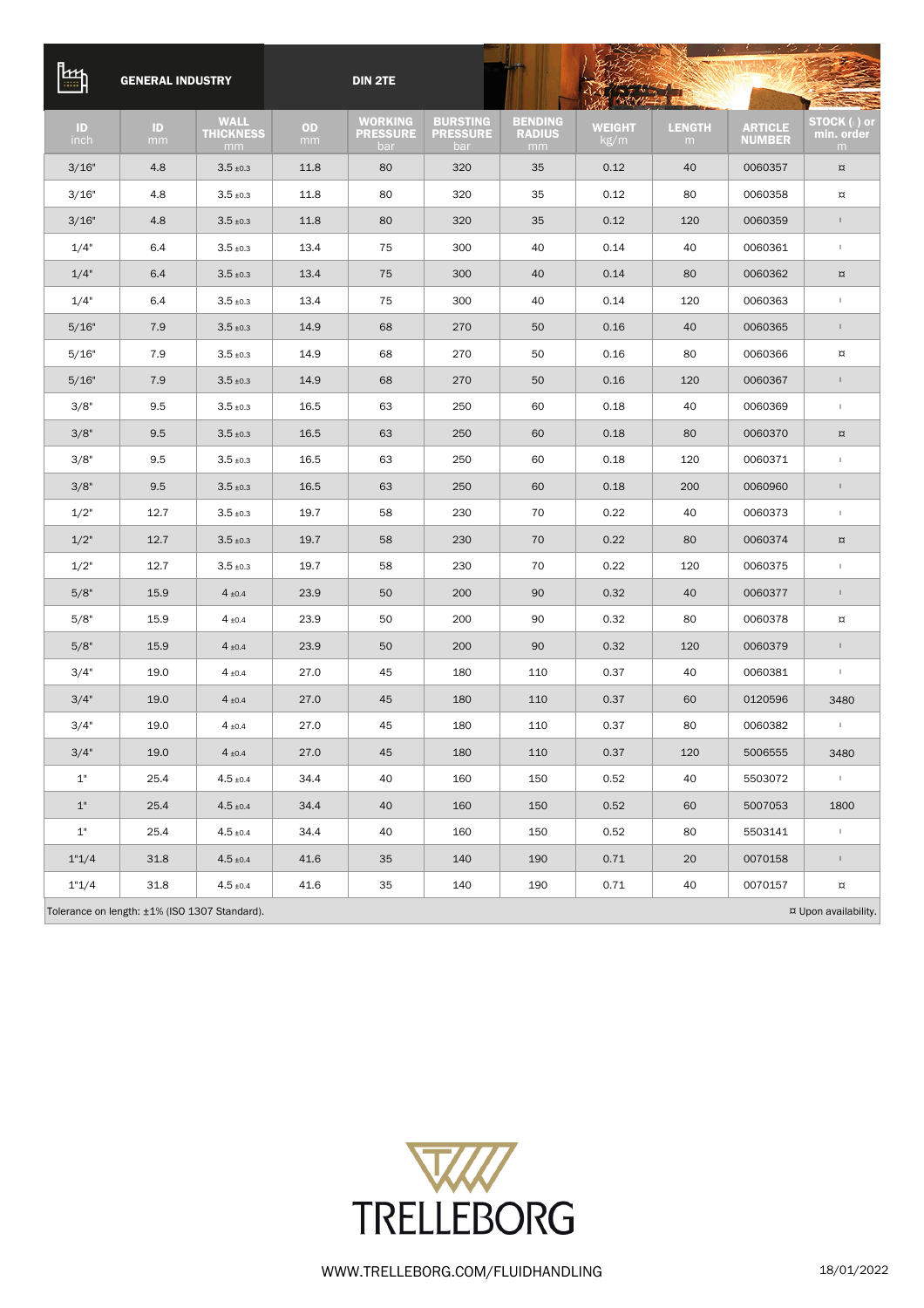**GENERAL INDUSTRY** | **DIN 2TE**

| ID inch | ID mm | WALL THICKNESS mm | OD mm | WORKING PRESSURE bar | BURSTING PRESSURE bar | BENDING RADIUS mm | WEIGHT kg/m | LENGTH m | ARTICLE NUMBER | STOCK ( ) or min. order m |
|---|---|---|---|---|---|---|---|---|---|---|
| 3/16" | 4.8 | 3.5 ±0.3 | 11.8 | 80 | 320 | 35 | 0.12 | 40 | 0060357 | ¤ |
| 3/16" | 4.8 | 3.5 ±0.3 | 11.8 | 80 | 320 | 35 | 0.12 | 80 | 0060358 | ¤ |
| 3/16" | 4.8 | 3.5 ±0.3 | 11.8 | 80 | 320 | 35 | 0.12 | 120 | 0060359 | ׀ |
| 1/4" | 6.4 | 3.5 ±0.3 | 13.4 | 75 | 300 | 40 | 0.14 | 40 | 0060361 | ׀ |
| 1/4" | 6.4 | 3.5 ±0.3 | 13.4 | 75 | 300 | 40 | 0.14 | 80 | 0060362 | ¤ |
| 1/4" | 6.4 | 3.5 ±0.3 | 13.4 | 75 | 300 | 40 | 0.14 | 120 | 0060363 | ׀ |
| 5/16" | 7.9 | 3.5 ±0.3 | 14.9 | 68 | 270 | 50 | 0.16 | 40 | 0060365 | ׀ |
| 5/16" | 7.9 | 3.5 ±0.3 | 14.9 | 68 | 270 | 50 | 0.16 | 80 | 0060366 | ¤ |
| 5/16" | 7.9 | 3.5 ±0.3 | 14.9 | 68 | 270 | 50 | 0.16 | 120 | 0060367 | ׀ |
| 3/8" | 9.5 | 3.5 ±0.3 | 16.5 | 63 | 250 | 60 | 0.18 | 40 | 0060369 | ׀ |
| 3/8" | 9.5 | 3.5 ±0.3 | 16.5 | 63 | 250 | 60 | 0.18 | 80 | 0060370 | ¤ |
| 3/8" | 9.5 | 3.5 ±0.3 | 16.5 | 63 | 250 | 60 | 0.18 | 120 | 0060371 | ׀ |
| 3/8" | 9.5 | 3.5 ±0.3 | 16.5 | 63 | 250 | 60 | 0.18 | 200 | 0060960 | ׀ |
| 1/2" | 12.7 | 3.5 ±0.3 | 19.7 | 58 | 230 | 70 | 0.22 | 40 | 0060373 | ׀ |
| 1/2" | 12.7 | 3.5 ±0.3 | 19.7 | 58 | 230 | 70 | 0.22 | 80 | 0060374 | ¤ |
| 1/2" | 12.7 | 3.5 ±0.3 | 19.7 | 58 | 230 | 70 | 0.22 | 120 | 0060375 | ׀ |
| 5/8" | 15.9 | 4 ±0.4 | 23.9 | 50 | 200 | 90 | 0.32 | 40 | 0060377 | ׀ |
| 5/8" | 15.9 | 4 ±0.4 | 23.9 | 50 | 200 | 90 | 0.32 | 80 | 0060378 | ¤ |
| 5/8" | 15.9 | 4 ±0.4 | 23.9 | 50 | 200 | 90 | 0.32 | 120 | 0060379 | ׀ |
| 3/4" | 19.0 | 4 ±0.4 | 27.0 | 45 | 180 | 110 | 0.37 | 40 | 0060381 | ׀ |
| 3/4" | 19.0 | 4 ±0.4 | 27.0 | 45 | 180 | 110 | 0.37 | 60 | 0120596 | 3480 |
| 3/4" | 19.0 | 4 ±0.4 | 27.0 | 45 | 180 | 110 | 0.37 | 80 | 0060382 | ׀ |
| 3/4" | 19.0 | 4 ±0.4 | 27.0 | 45 | 180 | 110 | 0.37 | 120 | 5006555 | 3480 |
| 1" | 25.4 | 4.5 ±0.4 | 34.4 | 40 | 160 | 150 | 0.52 | 40 | 5503072 | ׀ |
| 1" | 25.4 | 4.5 ±0.4 | 34.4 | 40 | 160 | 150 | 0.52 | 60 | 5007053 | 1800 |
| 1" | 25.4 | 4.5 ±0.4 | 34.4 | 40 | 160 | 150 | 0.52 | 80 | 5503141 | ׀ |
| 1"1/4 | 31.8 | 4.5 ±0.4 | 41.6 | 35 | 140 | 190 | 0.71 | 20 | 0070158 | ׀ |
| 1"1/4 | 31.8 | 4.5 ±0.4 | 41.6 | 35 | 140 | 190 | 0.71 | 40 | 0070157 | ¤ |

Tolerance on length: ±1% (ISO 1307 Standard).

¤ Upon availability.

TRELLEBORG

WWW.TRELLEBORG.COM/FLUIDHANDLING

18/01/2022